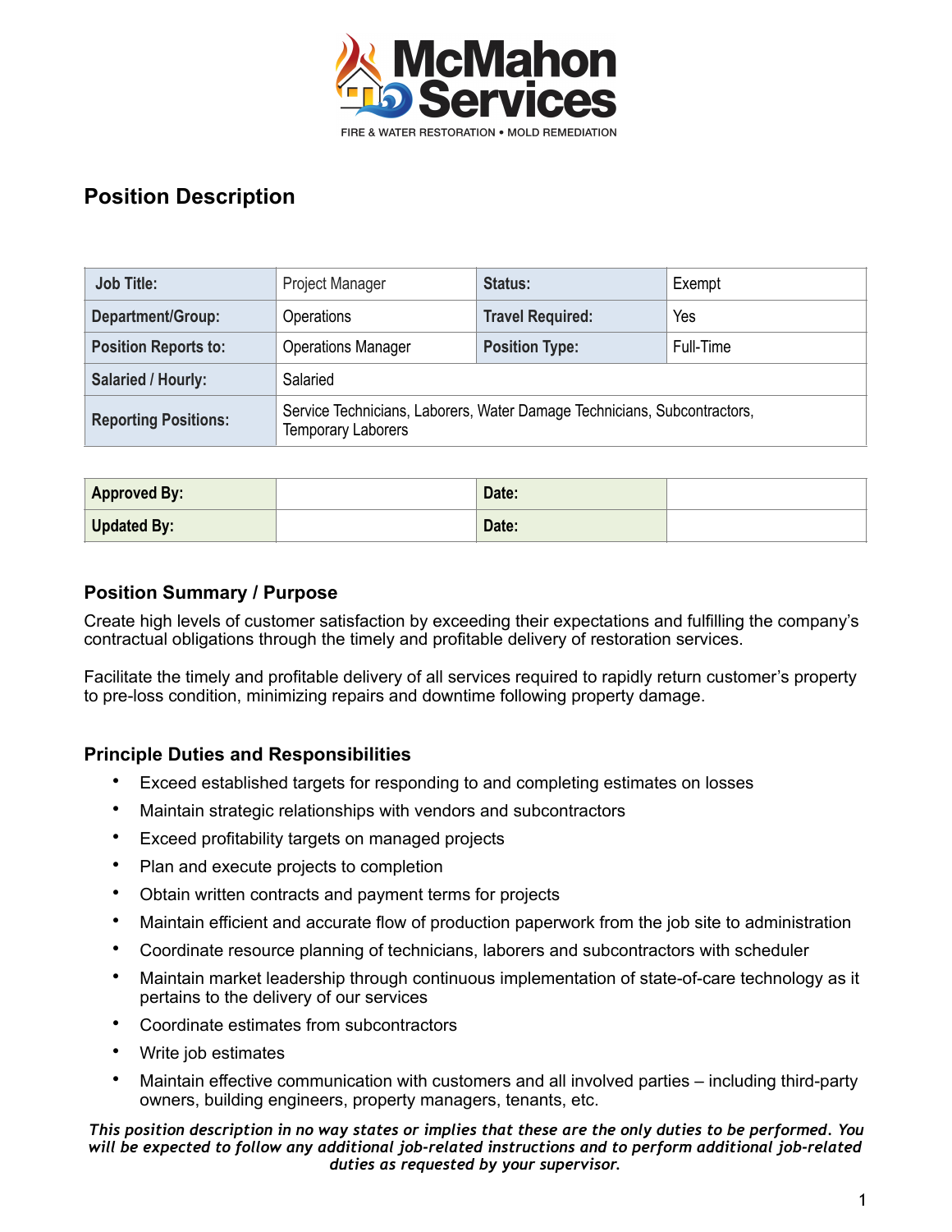McMahon Services

FIRE & WATER RESTORATION • MOLD REMEDIATION

## Position Description

| Job Title: | Project Manager | Status: | Exempt |
|---|---|---|---|
| Department/Group: | Operations | Travel Required: | Yes |
| Position Reports to: | Operations Manager | Position Type: | Full-Time |
| Salaried / Hourly: | Salaried | | |
| Reporting Positions: | Service Technicians, Laborers, Water Damage Technicians, Subcontractors, Temporary Laborers | | |

| Approved By: | | Date: | |
|---|---|---|---|
| Updated By: | | Date: | |

### Position Summary / Purpose

Create high levels of customer satisfaction by exceeding their expectations and fulfilling the company's contractual obligations through the timely and profitable delivery of restoration services.

Facilitate the timely and profitable delivery of all services required to rapidly return customer's property to pre-loss condition, minimizing repairs and downtime following property damage.

### Principle Duties and Responsibilities

- Exceed established targets for responding to and completing estimates on losses
- Maintain strategic relationships with vendors and subcontractors
- Exceed profitability targets on managed projects
- Plan and execute projects to completion
- Obtain written contracts and payment terms for projects
- Maintain efficient and accurate flow of production paperwork from the job site to administration
- Coordinate resource planning of technicians, laborers and subcontractors with scheduler
- Maintain market leadership through continuous implementation of state-of-care technology as it pertains to the delivery of our services
- Coordinate estimates from subcontractors
- Write job estimates
- Maintain effective communication with customers and all involved parties – including third-party owners, building engineers, property managers, tenants, etc.

***This position description in no way states or implies that these are the only duties to be performed. You will be expected to follow any additional job-related instructions and to perform additional job-related duties as requested by your supervisor.***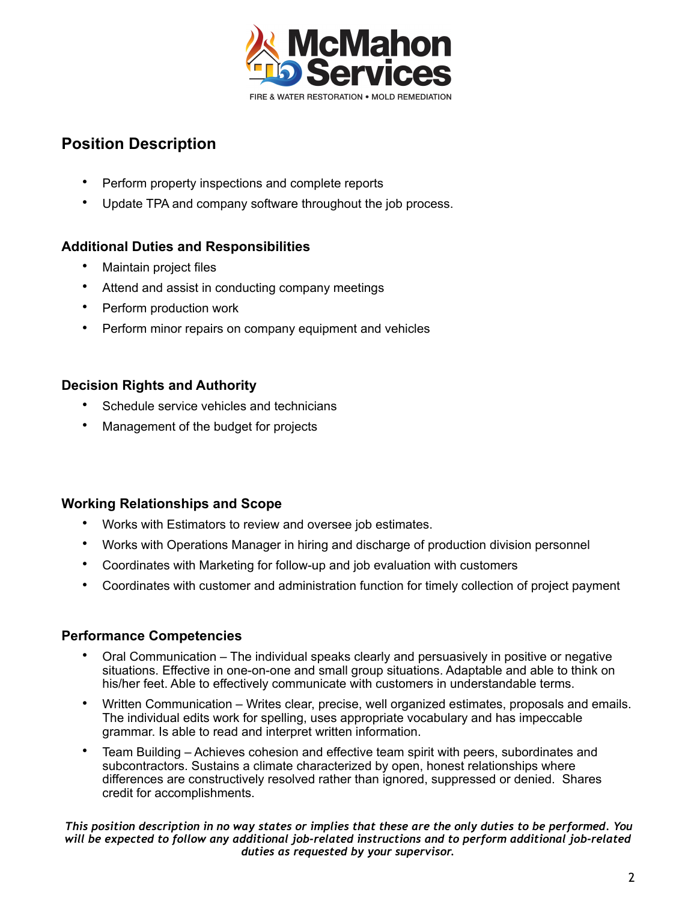## Position Description

- Perform property inspections and complete reports
- Update TPA and company software throughout the job process.

### Additional Duties and Responsibilities

- Maintain project files
- Attend and assist in conducting company meetings
- Perform production work
- Perform minor repairs on company equipment and vehicles

### Decision Rights and Authority

- Schedule service vehicles and technicians
- Management of the budget for projects

### Working Relationships and Scope

- Works with Estimators to review and oversee job estimates.
- Works with Operations Manager in hiring and discharge of production division personnel
- Coordinates with Marketing for follow-up and job evaluation with customers
- Coordinates with customer and administration function for timely collection of project payment

### Performance Competencies

- Oral Communication – The individual speaks clearly and persuasively in positive or negative situations. Effective in one-on-one and small group situations. Adaptable and able to think on his/her feet. Able to effectively communicate with customers in understandable terms.
- Written Communication – Writes clear, precise, well organized estimates, proposals and emails. The individual edits work for spelling, uses appropriate vocabulary and has impeccable grammar. Is able to read and interpret written information.
- Team Building – Achieves cohesion and effective team spirit with peers, subordinates and subcontractors. Sustains a climate characterized by open, honest relationships where differences are constructively resolved rather than ignored, suppressed or denied. Shares credit for accomplishments.

***This position description in no way states or implies that these are the only duties to be performed. You will be expected to follow any additional job-related instructions and to perform additional job-related duties as requested by your supervisor.***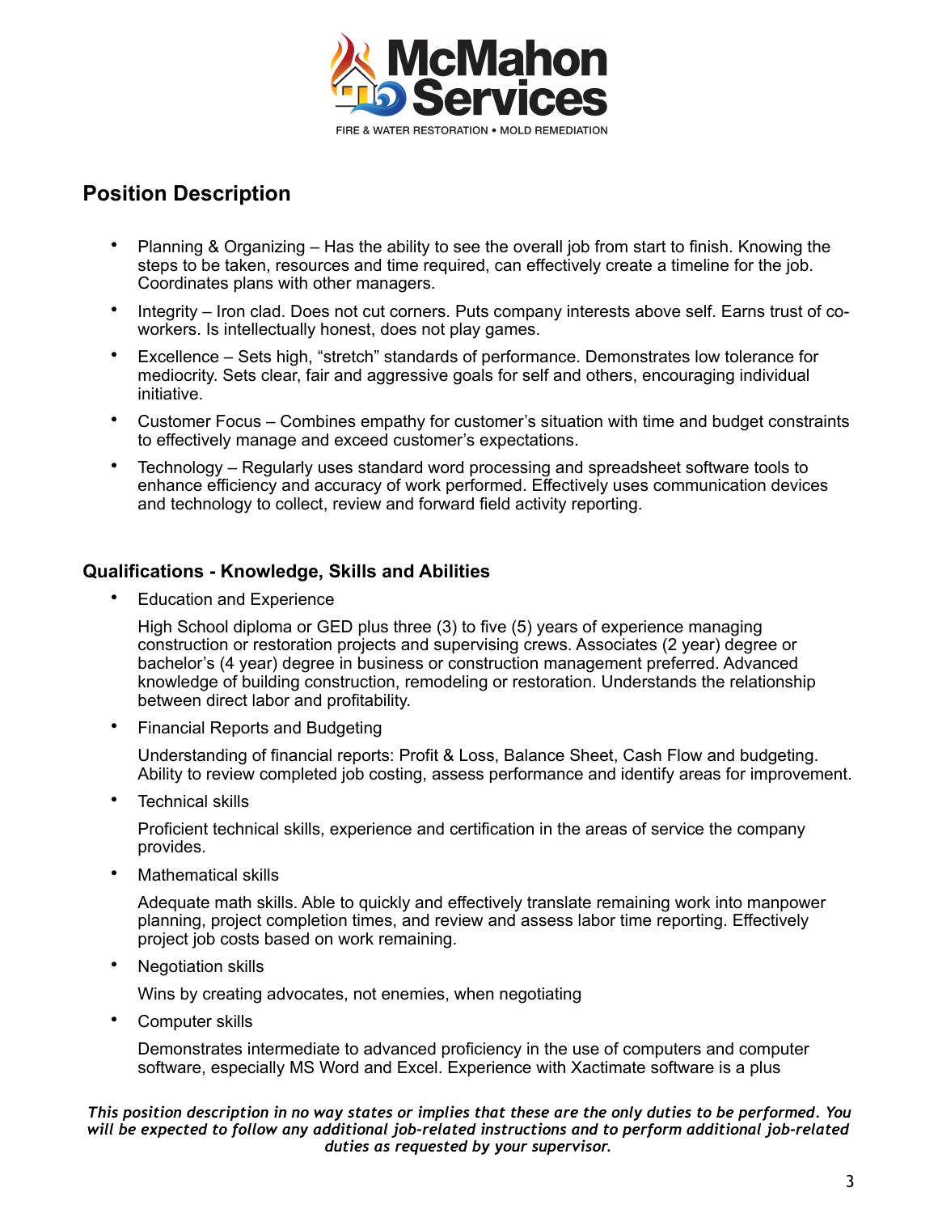## Position Description

- Planning & Organizing – Has the ability to see the overall job from start to finish. Knowing the steps to be taken, resources and time required, can effectively create a timeline for the job. Coordinates plans with other managers.
- Integrity – Iron clad. Does not cut corners. Puts company interests above self. Earns trust of co-workers. Is intellectually honest, does not play games.
- Excellence – Sets high, "stretch" standards of performance. Demonstrates low tolerance for mediocrity. Sets clear, fair and aggressive goals for self and others, encouraging individual initiative.
- Customer Focus – Combines empathy for customer's situation with time and budget constraints to effectively manage and exceed customer's expectations.
- Technology – Regularly uses standard word processing and spreadsheet software tools to enhance efficiency and accuracy of work performed. Effectively uses communication devices and technology to collect, review and forward field activity reporting.

### Qualifications - Knowledge, Skills and Abilities

- Education and Experience

  High School diploma or GED plus three (3) to five (5) years of experience managing construction or restoration projects and supervising crews. Associates (2 year) degree or bachelor's (4 year) degree in business or construction management preferred. Advanced knowledge of building construction, remodeling or restoration. Understands the relationship between direct labor and profitability.

- Financial Reports and Budgeting

  Understanding of financial reports: Profit & Loss, Balance Sheet, Cash Flow and budgeting. Ability to review completed job costing, assess performance and identify areas for improvement.

- Technical skills

  Proficient technical skills, experience and certification in the areas of service the company provides.

- Mathematical skills

  Adequate math skills. Able to quickly and effectively translate remaining work into manpower planning, project completion times, and review and assess labor time reporting. Effectively project job costs based on work remaining.

- Negotiation skills

  Wins by creating advocates, not enemies, when negotiating

- Computer skills

  Demonstrates intermediate to advanced proficiency in the use of computers and computer software, especially MS Word and Excel. Experience with Xactimate software is a plus

***This position description in no way states or implies that these are the only duties to be performed. You will be expected to follow any additional job-related instructions and to perform additional job-related duties as requested by your supervisor.***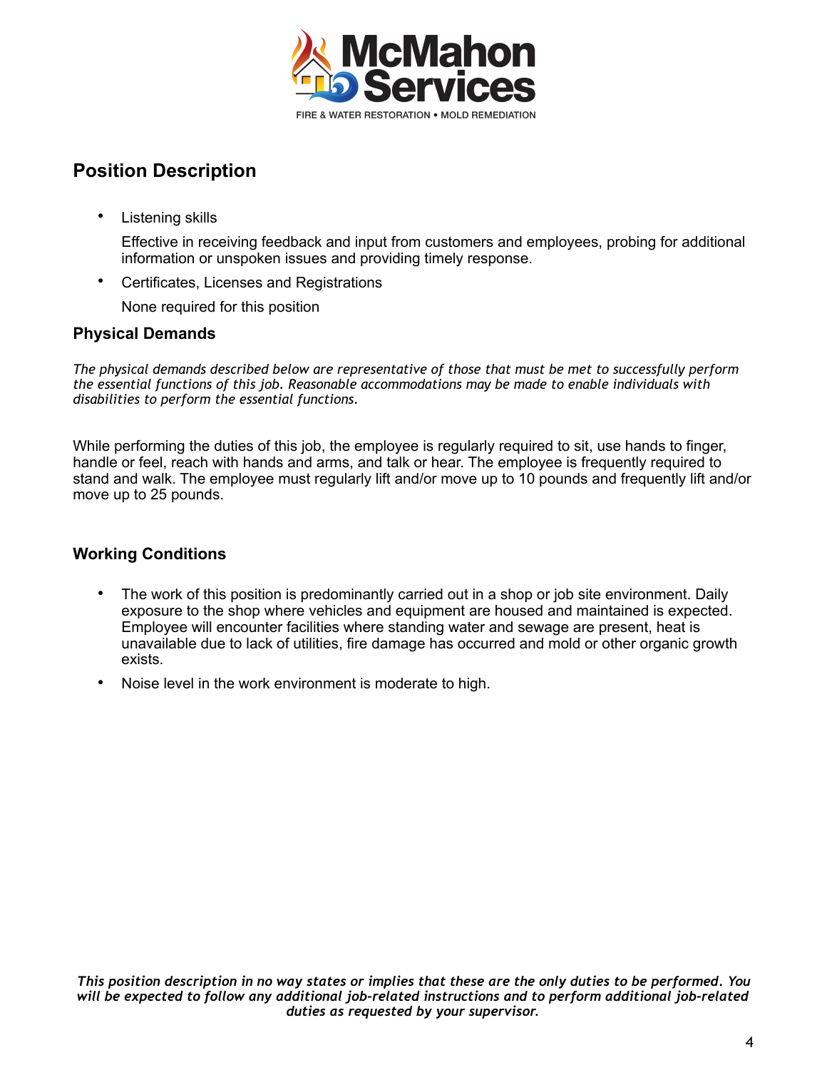## Position Description

- Listening skills

  Effective in receiving feedback and input from customers and employees, probing for additional information or unspoken issues and providing timely response.

- Certificates, Licenses and Registrations

  None required for this position

### Physical Demands

*The physical demands described below are representative of those that must be met to successfully perform the essential functions of this job. Reasonable accommodations may be made to enable individuals with disabilities to perform the essential functions.*

While performing the duties of this job, the employee is regularly required to sit, use hands to finger, handle or feel, reach with hands and arms, and talk or hear. The employee is frequently required to stand and walk. The employee must regularly lift and/or move up to 10 pounds and frequently lift and/or move up to 25 pounds.

### Working Conditions

- The work of this position is predominantly carried out in a shop or job site environment. Daily exposure to the shop where vehicles and equipment are housed and maintained is expected. Employee will encounter facilities where standing water and sewage are present, heat is unavailable due to lack of utilities, fire damage has occurred and mold or other organic growth exists.
- Noise level in the work environment is moderate to high.

***This position description in no way states or implies that these are the only duties to be performed. You will be expected to follow any additional job-related instructions and to perform additional job-related duties as requested by your supervisor.***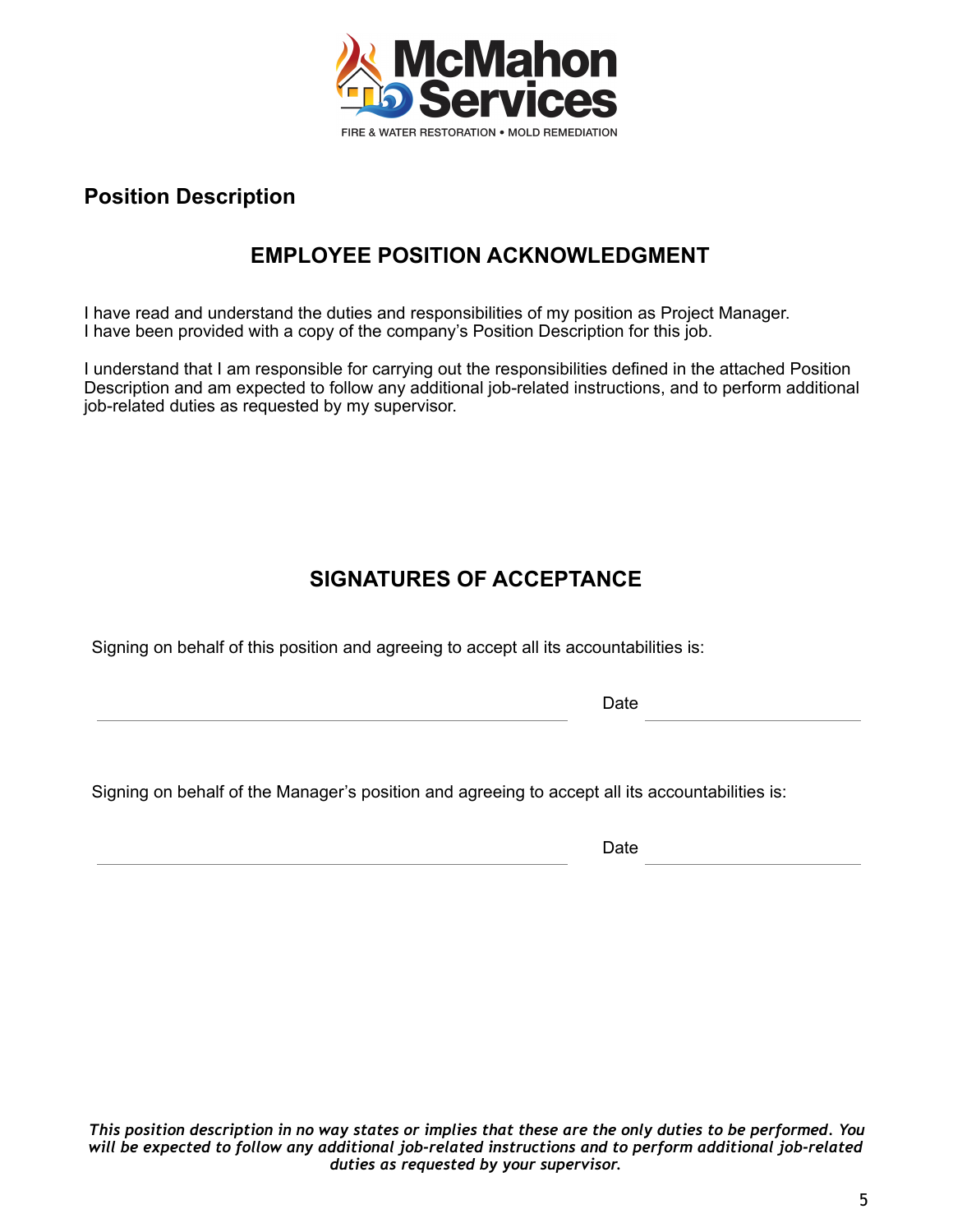McMahon Services

FIRE & WATER RESTORATION • MOLD REMEDIATION

## Position Description

### EMPLOYEE POSITION ACKNOWLEDGMENT

I have read and understand the duties and responsibilities of my position as Project Manager. I have been provided with a copy of the company's Position Description for this job.

I understand that I am responsible for carrying out the responsibilities defined in the attached Position Description and am expected to follow any additional job-related instructions, and to perform additional job-related duties as requested by my supervisor.

### SIGNATURES OF ACCEPTANCE

Signing on behalf of this position and agreeing to accept all its accountabilities is:

\_\_\_\_\_\_\_\_\_\_\_\_\_\_\_\_\_\_\_\_\_\_\_\_\_\_\_\_\_\_\_\_\_\_\_\_ Date \_\_\_\_\_\_\_\_\_\_\_\_\_\_\_\_

Signing on behalf of the Manager's position and agreeing to accept all its accountabilities is:

\_\_\_\_\_\_\_\_\_\_\_\_\_\_\_\_\_\_\_\_\_\_\_\_\_\_\_\_\_\_\_\_\_\_\_\_ Date \_\_\_\_\_\_\_\_\_\_\_\_\_\_\_\_

*This position description in no way states or implies that these are the only duties to be performed. You will be expected to follow any additional job-related instructions and to perform additional job-related duties as requested by your supervisor.*